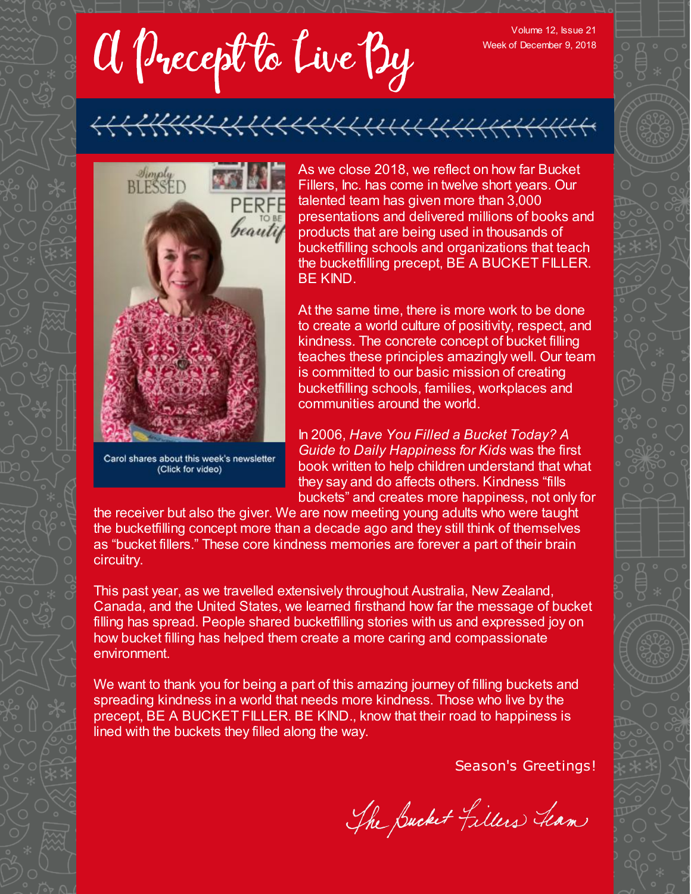# A Precept to Live By

Volume 12, Issue 21
Week of December 9, 2018

Carol shares about this week's newsletter (Click for video)

As we close 2018, we reflect on how far Bucket Fillers, Inc. has come in twelve short years. Our talented team has given more than 3,000 presentations and delivered millions of books and products that are being used in thousands of bucketfilling schools and organizations that teach the bucketfilling precept, BE A BUCKET FILLER. BE KIND.

At the same time, there is more work to be done to create a world culture of positivity, respect, and kindness. The concrete concept of bucket filling teaches these principles amazingly well. Our team is committed to our basic mission of creating bucketfilling schools, families, workplaces and communities around the world.

In 2006, *Have You Filled a Bucket Today? A Guide to Daily Happiness for Kids* was the first book written to help children understand that what they say and do affects others. Kindness "fills buckets" and creates more happiness, not only for the receiver but also the giver. We are now meeting young adults who were taught the bucketfilling concept more than a decade ago and they still think of themselves as "bucket fillers." These core kindness memories are forever a part of their brain circuitry.

This past year, as we travelled extensively throughout Australia, New Zealand, Canada, and the United States, we learned firsthand how far the message of bucket filling has spread. People shared bucketfilling stories with us and expressed joy on how bucket filling has helped them create a more caring and compassionate environment.

We want to thank you for being a part of this amazing journey of filling buckets and spreading kindness in a world that needs more kindness. Those who live by the precept, BE A BUCKET FILLER. BE KIND., know that their road to happiness is lined with the buckets they filled along the way.

Season's Greetings!

The Bucket Fillers Team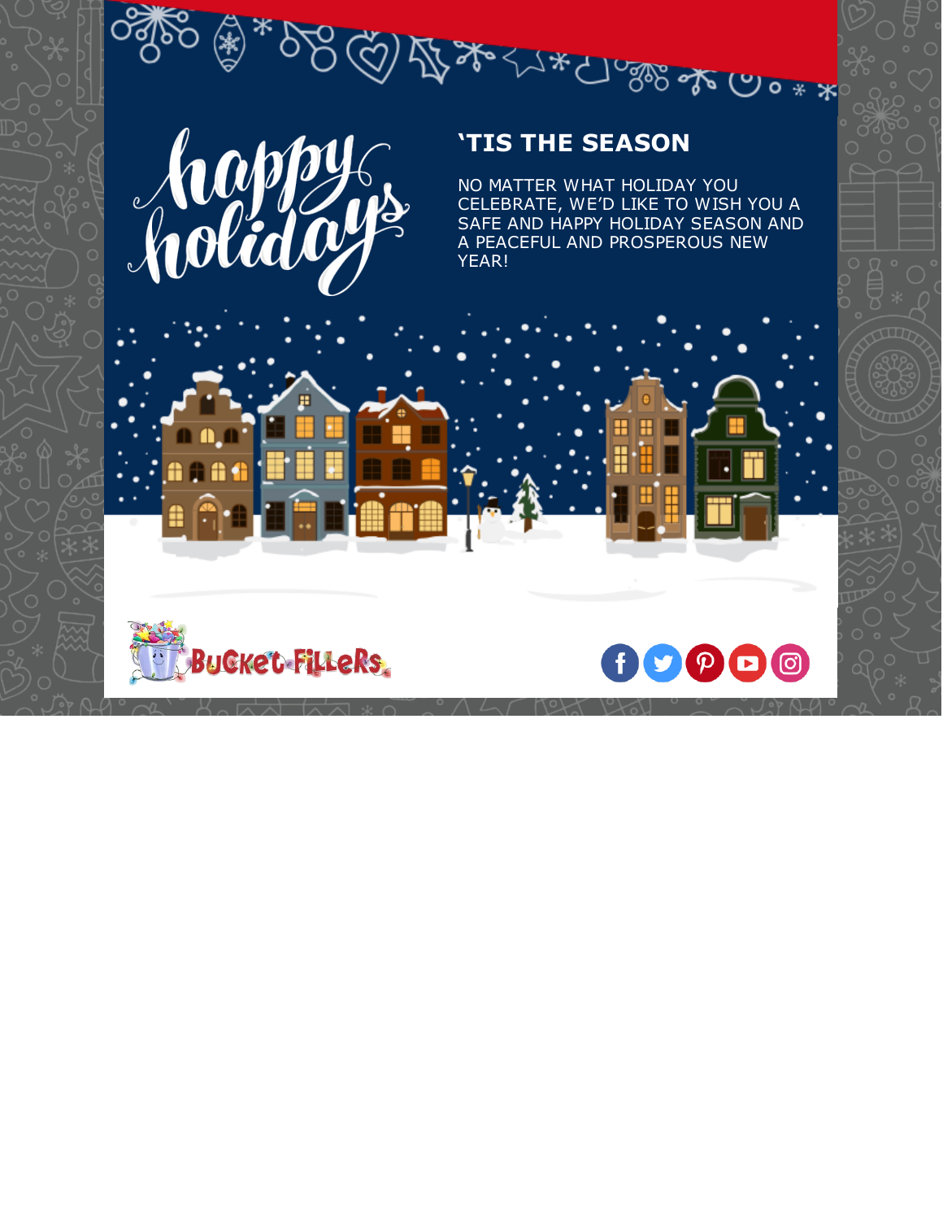## ‘TIS THE SEASON

NO MATTER WHAT HOLIDAY YOU CELEBRATE, WE’D LIKE TO WISH YOU A SAFE AND HAPPY HOLIDAY SEASON AND A PEACEFUL AND PROSPEROUS NEW YEAR!